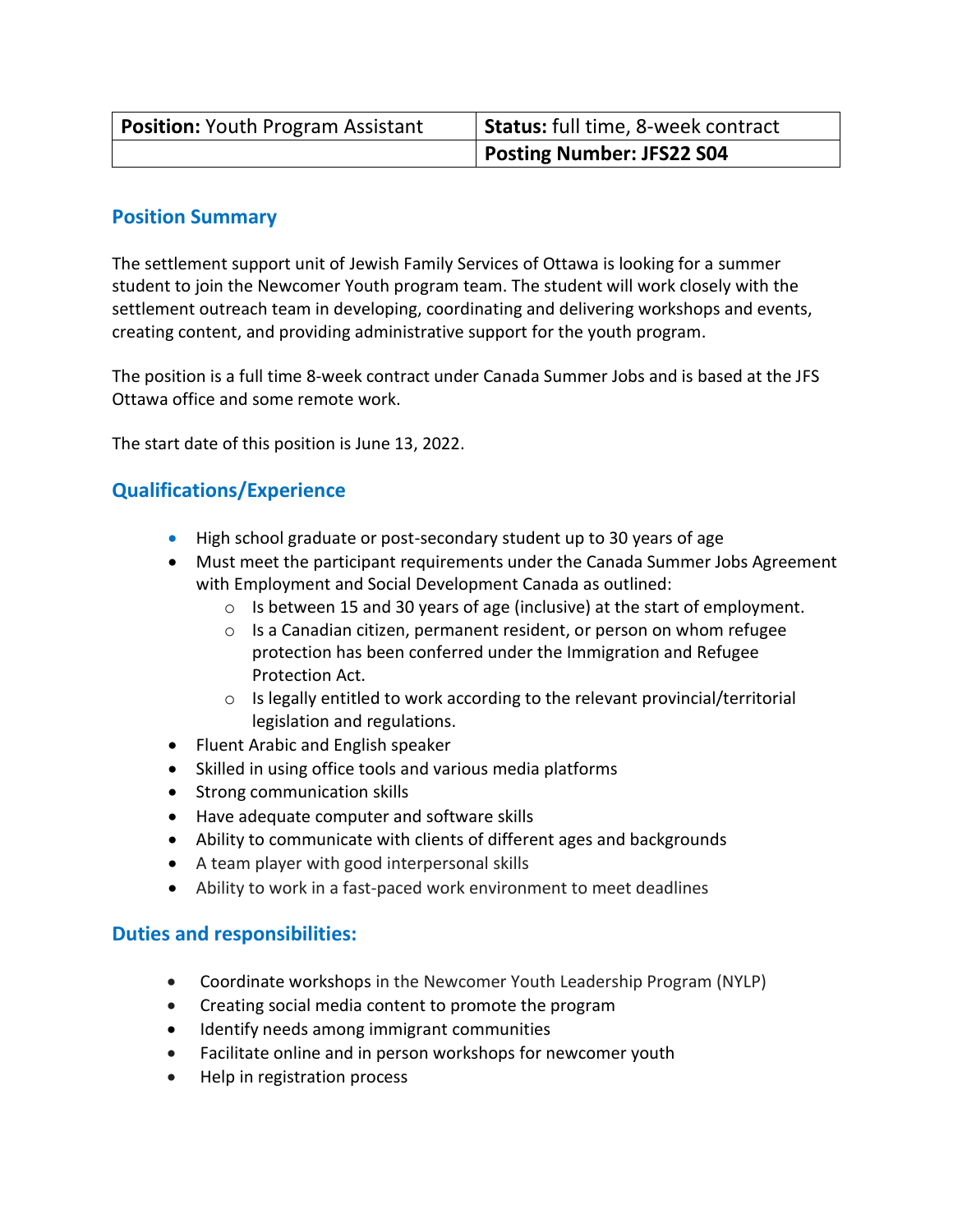| **Position:** Youth Program Assistant | **Status:** full time, 8-week contract |
| --- | --- |
| | **Posting Number: JFS22 S04** |

## Position Summary

The settlement support unit of Jewish Family Services of Ottawa is looking for a summer student to join the Newcomer Youth program team. The student will work closely with the settlement outreach team in developing, coordinating and delivering workshops and events, creating content, and providing administrative support for the youth program.

The position is a full time 8-week contract under Canada Summer Jobs and is based at the JFS Ottawa office and some remote work.

The start date of this position is June 13, 2022.

## Qualifications/Experience

- High school graduate or post-secondary student up to 30 years of age
- Must meet the participant requirements under the Canada Summer Jobs Agreement with Employment and Social Development Canada as outlined:
  - Is between 15 and 30 years of age (inclusive) at the start of employment.
  - Is a Canadian citizen, permanent resident, or person on whom refugee protection has been conferred under the Immigration and Refugee Protection Act.
  - Is legally entitled to work according to the relevant provincial/territorial legislation and regulations.
- Fluent Arabic and English speaker
- Skilled in using office tools and various media platforms
- Strong communication skills
- Have adequate computer and software skills
- Ability to communicate with clients of different ages and backgrounds
- A team player with good interpersonal skills
- Ability to work in a fast-paced work environment to meet deadlines

## Duties and responsibilities:

- Coordinate workshops in the Newcomer Youth Leadership Program (NYLP)
- Creating social media content to promote the program
- Identify needs among immigrant communities
- Facilitate online and in person workshops for newcomer youth
- Help in registration process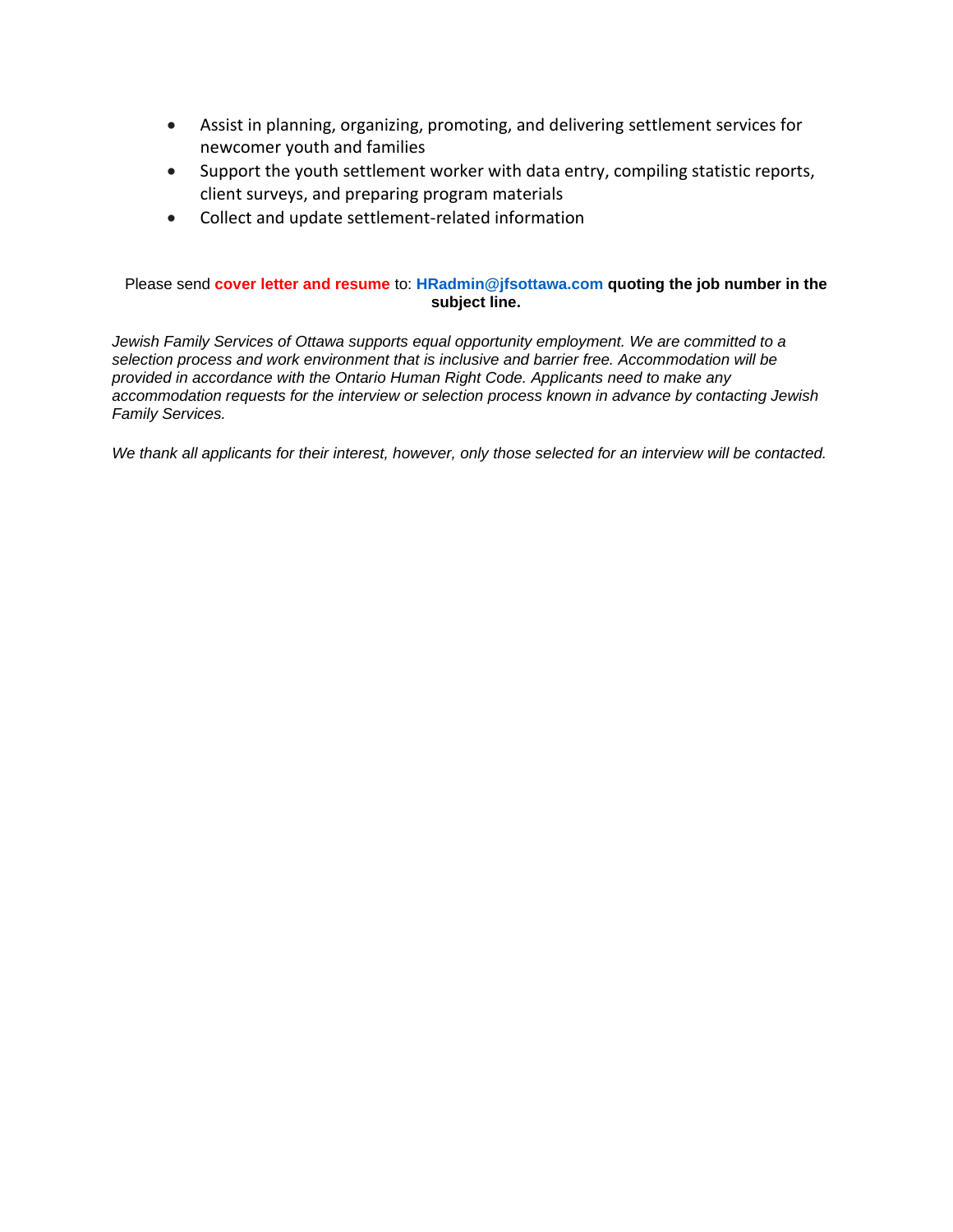- Assist in planning, organizing, promoting, and delivering settlement services for newcomer youth and families
- Support the youth settlement worker with data entry, compiling statistic reports, client surveys, and preparing program materials
- Collect and update settlement-related information

Please send **cover letter and resume** to: **HRadmin@jfsottawa.com** **quoting the job number in the subject line.**

*Jewish Family Services of Ottawa supports equal opportunity employment. We are committed to a selection process and work environment that is inclusive and barrier free. Accommodation will be provided in accordance with the Ontario Human Right Code. Applicants need to make any accommodation requests for the interview or selection process known in advance by contacting Jewish Family Services.*

*We thank all applicants for their interest, however, only those selected for an interview will be contacted.*